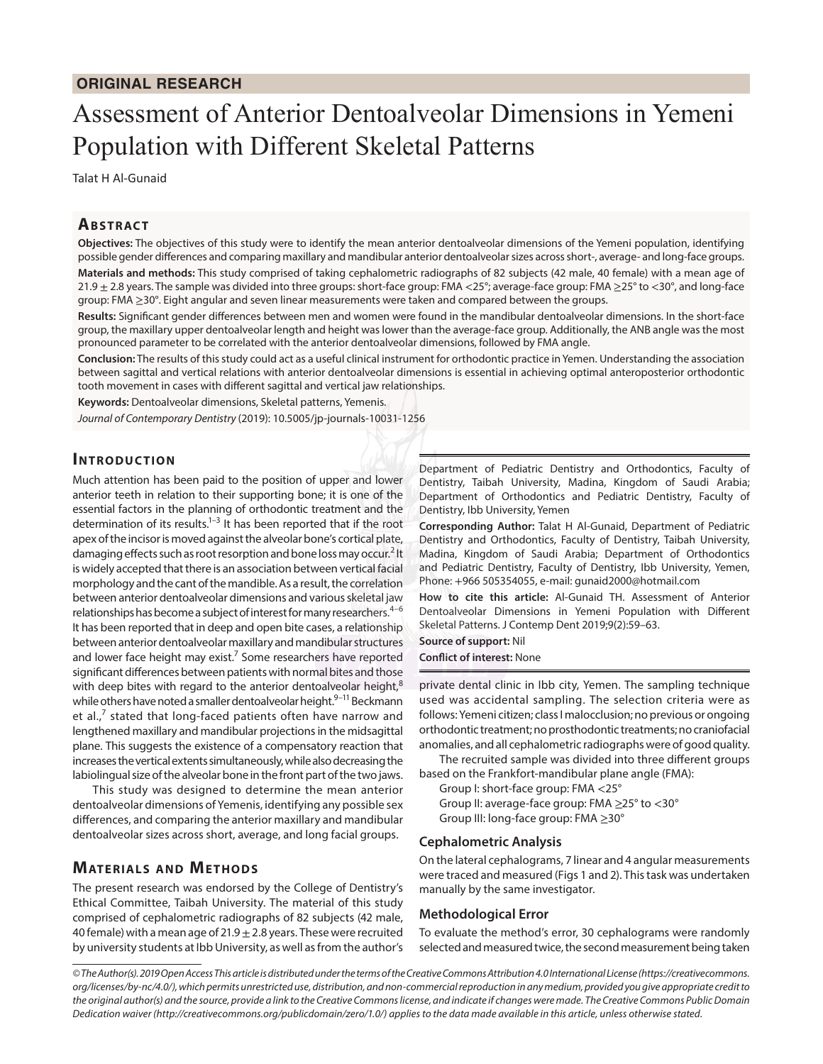**ORIGINAL RESEARCH**

# Assessment of Anterior Dentoalveolar Dimensions in Yemeni Population with Different Skeletal Patterns

Talat H Al-Gunaid

## Abstract

**Objectives:** The objectives of this study were to identify the mean anterior dentoalveolar dimensions of the Yemeni population, identifying possible gender differences and comparing maxillary and mandibular anterior dentoalveolar sizes across short-, average- and long-face groups.

**Materials and methods:** This study comprised of taking cephalometric radiographs of 82 subjects (42 male, 40 female) with a mean age of $21.9 \pm 2.8$ years. The sample was divided into three groups: short-face group: FMA <25°; average-face group: FMA ≥25° to <30°, and long-face group: FMA ≥30°. Eight angular and seven linear measurements were taken and compared between the groups.

**Results:** Significant gender differences between men and women were found in the mandibular dentoalveolar dimensions. In the short-face group, the maxillary upper dentoalveolar length and height was lower than the average-face group. Additionally, the ANB angle was the most pronounced parameter to be correlated with the anterior dentoalveolar dimensions, followed by FMA angle.

**Conclusion:** The results of this study could act as a useful clinical instrument for orthodontic practice in Yemen. Understanding the association between sagittal and vertical relations with anterior dentoalveolar dimensions is essential in achieving optimal anteroposterior orthodontic tooth movement in cases with different sagittal and vertical jaw relationships.

**Keywords:** Dentoalveolar dimensions, Skeletal patterns, Yemenis.

*Journal of Contemporary Dentistry* (2019): 10.5005/jp-journals-10031-1256

## Introduction

Much attention has been paid to the position of upper and lower anterior teeth in relation to their supporting bone; it is one of the essential factors in the planning of orthodontic treatment and the determination of its results.[1–3] It has been reported that if the root apex of the incisor is moved against the alveolar bone's cortical plate, damaging effects such as root resorption and bone loss may occur.[2] It is widely accepted that there is an association between vertical facial morphology and the cant of the mandible. As a result, the correlation between anterior dentoalveolar dimensions and various skeletal jaw relationships has become a subject of interest for many researchers.[4–6] It has been reported that in deep and open bite cases, a relationship between anterior dentoalveolar maxillary and mandibular structures and lower face height may exist.[7] Some researchers have reported significant differences between patients with normal bites and those with deep bites with regard to the anterior dentoalveolar height,[8] while others have noted a smaller dentoalveolar height.[9–11] Beckmann et al.,[7] stated that long-faced patients often have narrow and lengthened maxillary and mandibular projections in the midsagittal plane. This suggests the existence of a compensatory reaction that increases the vertical extents simultaneously, while also decreasing the labiolingual size of the alveolar bone in the front part of the two jaws.

This study was designed to determine the mean anterior dentoalveolar dimensions of Yemenis, identifying any possible sex differences, and comparing the anterior maxillary and mandibular dentoalveolar sizes across short, average, and long facial groups.

## Materials and Methods

The present research was endorsed by the College of Dentistry's Ethical Committee, Taibah University. The material of this study comprised of cephalometric radiographs of 82 subjects (42 male, 40 female) with a mean age of $21.9 \pm 2.8$ years. These were recruited by university students at Ibb University, as well as from the author's private dental clinic in Ibb city, Yemen. The sampling technique used was accidental sampling. The selection criteria were as follows: Yemeni citizen; class I malocclusion; no previous or ongoing orthodontic treatment; no prosthodontic treatments; no craniofacial anomalies, and all cephalometric radiographs were of good quality.

The recruited sample was divided into three different groups based on the Frankfort-mandibular plane angle (FMA):

- Group I: short-face group: FMA <25°
- Group II: average-face group: FMA ≥25° to <30°
- Group III: long-face group: FMA ≥30°

### Cephalometric Analysis

On the lateral cephalograms, 7 linear and 4 angular measurements were traced and measured (Figs 1 and 2). This task was undertaken manually by the same investigator.

### Methodological Error

To evaluate the method's error, 30 cephalograms were randomly selected and measured twice, the second measurement being taken

---

Department of Pediatric Dentistry and Orthodontics, Faculty of Dentistry, Taibah University, Madina, Kingdom of Saudi Arabia; Department of Orthodontics and Pediatric Dentistry, Faculty of Dentistry, Ibb University, Yemen

**Corresponding Author:** Talat H Al-Gunaid, Department of Pediatric Dentistry and Orthodontics, Faculty of Dentistry, Taibah University, Madina, Kingdom of Saudi Arabia; Department of Orthodontics and Pediatric Dentistry, Faculty of Dentistry, Ibb University, Yemen, Phone: +966 505354055, e-mail: gunaid2000@hotmail.com

**How to cite this article:** Al-Gunaid TH. Assessment of Anterior Dentoalveolar Dimensions in Yemeni Population with Different Skeletal Patterns. J Contemp Dent 2019;9(2):59–63.

**Source of support:** Nil

**Conflict of interest:** None

*© The Author(s). 2019 Open Access This article is distributed under the terms of the Creative Commons Attribution 4.0 International License (https://creativecommons.org/licenses/by-nc/4.0/), which permits unrestricted use, distribution, and non-commercial reproduction in any medium, provided you give appropriate credit to the original author(s) and the source, provide a link to the Creative Commons license, and indicate if changes were made. The Creative Commons Public Domain Dedication waiver (http://creativecommons.org/publicdomain/zero/1.0/) applies to the data made available in this article, unless otherwise stated.*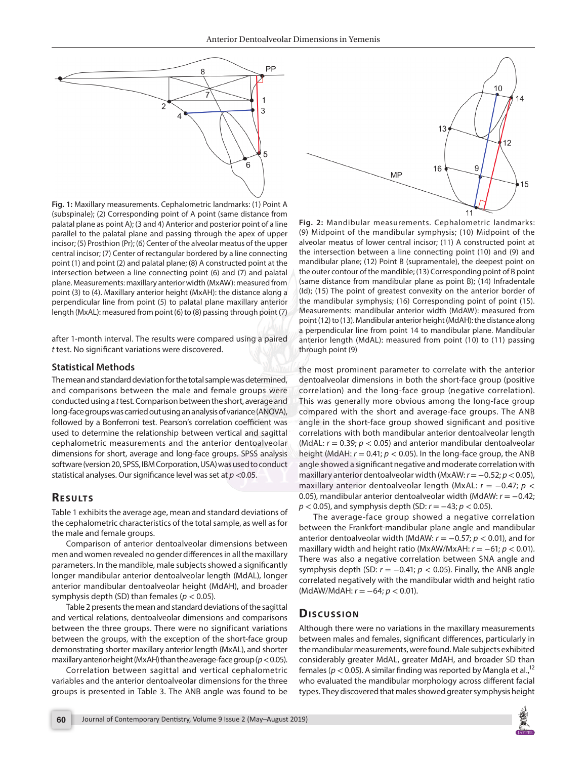Fig. 1: Maxillary measurements. Cephalometric landmarks: (1) Point A (subspinale); (2) Corresponding point of A point (same distance from palatal plane as point A); (3 and 4) Anterior and posterior point of a line parallel to the palatal plane and passing through the apex of upper incisor; (5) Prosthion (Pr); (6) Center of the alveolar meatus of the upper central incisor; (7) Center of rectangular bordered by a line connecting point (1) and point (2) and palatal plane; (8) A constructed point at the intersection between a line connecting point (6) and (7) and palatal plane. Measurements: maxillary anterior width (MxAW): measured from point (3) to (4). Maxillary anterior height (MxAH): the distance along a perpendicular line from point (5) to palatal plane maxillary anterior length (MxAL): measured from point (6) to (8) passing through point (7)

Fig. 2: Mandibular measurements. Cephalometric landmarks: (9) Midpoint of the mandibular symphysis; (10) Midpoint of the alveolar meatus of lower central incisor; (11) A constructed point at the intersection between a line connecting point (10) and (9) and mandibular plane; (12) Point B (supramentale), the deepest point on the outer contour of the mandible; (13) Corresponding point of B point (same distance from mandibular plane as point B); (14) Infradentale (Id); (15) The point of greatest convexity on the anterior border of the mandibular symphysis; (16) Corresponding point of point (15). Measurements: mandibular anterior width (MdAW): measured from point (12) to (13). Mandibular anterior height (MdAH): the distance along a perpendicular line from point 14 to mandibular plane. Mandibular anterior length (MdAL): measured from point (10) to (11) passing through point (9)

after 1-month interval. The results were compared using a paired *t* test. No significant variations were discovered.

### Statistical Methods

The mean and standard deviation for the total sample was determined, and comparisons between the male and female groups were conducted using a *t* test. Comparison between the short, average and long-face groups was carried out using an analysis of variance (ANOVA), followed by a Bonferroni test. Pearson's correlation coefficient was used to determine the relationship between vertical and sagittal cephalometric measurements and the anterior dentoalveolar dimensions for short, average and long-face groups. SPSS analysis software (version 20, SPSS, IBM Corporation, USA) was used to conduct statistical analyses. Our significance level was set at $p < 0.05$.

## Results

Table 1 exhibits the average age, mean and standard deviations of the cephalometric characteristics of the total sample, as well as for the male and female groups.

Comparison of anterior dentoalveolar dimensions between men and women revealed no gender differences in all the maxillary parameters. In the mandible, male subjects showed a significantly longer mandibular anterior dentoalveolar length (MdAL), longer anterior mandibular dentoalveolar height (MdAH), and broader symphysis depth (SD) than females ($p < 0.05$).

Table 2 presents the mean and standard deviations of the sagittal and vertical relations, dentoalveolar dimensions and comparisons between the three groups. There were no significant variations between the groups, with the exception of the short-face group demonstrating shorter maxillary anterior length (MxAL), and shorter maxillary anterior height (MxAH) than the average-face group ($p < 0.05$).

Correlation between sagittal and vertical cephalometric variables and the anterior dentoalveolar dimensions for the three groups is presented in Table 3. The ANB angle was found to be the most prominent parameter to correlate with the anterior dentoalveolar dimensions in both the short-face group (positive correlation) and the long-face group (negative correlation). This was generally more obvious among the long-face group compared with the short and average-face groups. The ANB angle in the short-face group showed significant and positive correlations with both mandibular anterior dentoalveolar length (MdAL: $r = 0.39$; $p < 0.05$) and anterior mandibular dentoalveolar height (MdAH: $r = 0.41$; $p < 0.05$). In the long-face group, the ANB angle showed a significant negative and moderate correlation with maxillary anterior dentoalveolar width (MxAW: $r = -0.52$; $p < 0.05$), maxillary anterior dentoalveolar length (MxAL: $r = -0.47$; $p < 0.05$), mandibular anterior dentoalveolar width (MdAW: $r = -0.42$; $p < 0.05$), and symphysis depth (SD: $r = -43$; $p < 0.05$).

The average-face group showed a negative correlation between the Frankfort-mandibular plane angle and mandibular anterior dentoalveolar width (MdAW: $r = -0.57$; $p < 0.01$), and for maxillary width and height ratio (MxAW/MxAH: $r = -61$; $p < 0.01$). There was also a negative correlation between SNA angle and symphysis depth (SD: $r = -0.41$; $p < 0.05$). Finally, the ANB angle correlated negatively with the mandibular width and height ratio (MdAW/MdAH: $r = -64$; $p < 0.01$).

## Discussion

Although there were no variations in the maxillary measurements between males and females, significant differences, particularly in the mandibular measurements, were found. Male subjects exhibited considerably greater MdAL, greater MdAH, and broader SD than females ($p < 0.05$). A similar finding was reported by Mangla et al.,[12] who evaluated the mandibular morphology across different facial types. They discovered that males showed greater symphysis height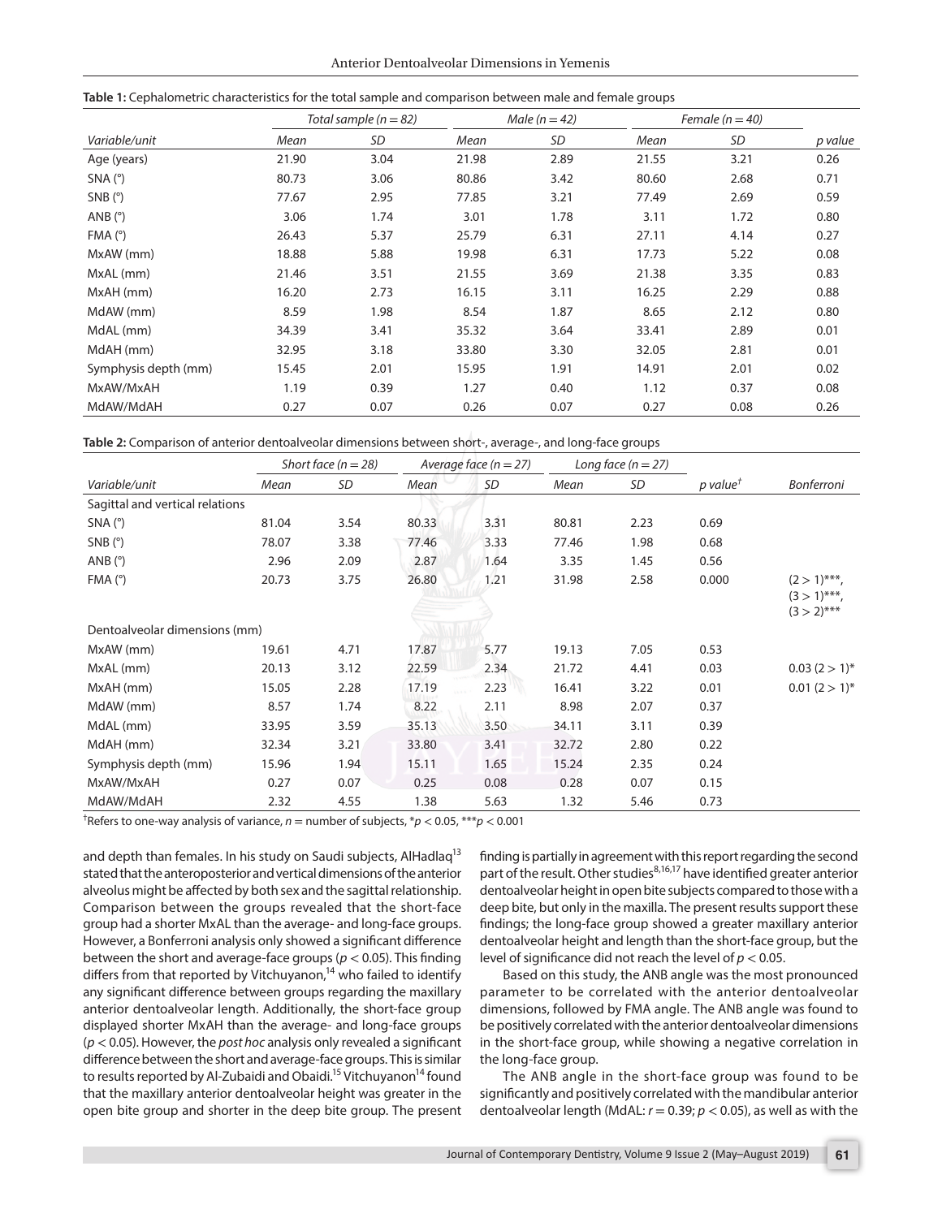**Table 1:** Cephalometric characteristics for the total sample and comparison between male and female groups

| | *Total sample (n = 82)* | | *Male (n = 42)* | | *Female (n = 40)* | | |
|---|---|---|---|---|---|---|---|
| *Variable/unit* | *Mean* | *SD* | *Mean* | *SD* | *Mean* | *SD* | *p value* |
| Age (years) | 21.90 | 3.04 | 21.98 | 2.89 | 21.55 | 3.21 | 0.26 |
| SNA (°) | 80.73 | 3.06 | 80.86 | 3.42 | 80.60 | 2.68 | 0.71 |
| SNB (°) | 77.67 | 2.95 | 77.85 | 3.21 | 77.49 | 2.69 | 0.59 |
| ANB (°) | 3.06 | 1.74 | 3.01 | 1.78 | 3.11 | 1.72 | 0.80 |
| FMA (°) | 26.43 | 5.37 | 25.79 | 6.31 | 27.11 | 4.14 | 0.27 |
| MxAW (mm) | 18.88 | 5.88 | 19.98 | 6.31 | 17.73 | 5.22 | 0.08 |
| MxAL (mm) | 21.46 | 3.51 | 21.55 | 3.69 | 21.38 | 3.35 | 0.83 |
| MxAH (mm) | 16.20 | 2.73 | 16.15 | 3.11 | 16.25 | 2.29 | 0.88 |
| MdAW (mm) | 8.59 | 1.98 | 8.54 | 1.87 | 8.65 | 2.12 | 0.80 |
| MdAL (mm) | 34.39 | 3.41 | 35.32 | 3.64 | 33.41 | 2.89 | 0.01 |
| MdAH (mm) | 32.95 | 3.18 | 33.80 | 3.30 | 32.05 | 2.81 | 0.01 |
| Symphysis depth (mm) | 15.45 | 2.01 | 15.95 | 1.91 | 14.91 | 2.01 | 0.02 |
| MxAW/MxAH | 1.19 | 0.39 | 1.27 | 0.40 | 1.12 | 0.37 | 0.08 |
| MdAW/MdAH | 0.27 | 0.07 | 0.26 | 0.07 | 0.27 | 0.08 | 0.26 |

**Table 2:** Comparison of anterior dentoalveolar dimensions between short-, average-, and long-face groups

| | *Short face (n = 28)* | | *Average face (n = 27)* | | *Long face (n = 27)* | | | |
|---|---|---|---|---|---|---|---|---|
| *Variable/unit* | *Mean* | *SD* | *Mean* | *SD* | *Mean* | *SD* | *p value*[†] | *Bonferroni* |
| Sagittal and vertical relations | | | | | | | | |
| SNA (°) | 81.04 | 3.54 | 80.33 | 3.31 | 80.81 | 2.23 | 0.69 | |
| SNB (°) | 78.07 | 3.38 | 77.46 | 3.33 | 77.46 | 1.98 | 0.68 | |
| ANB (°) | 2.96 | 2.09 | 2.87 | 1.64 | 3.35 | 1.45 | 0.56 | |
| FMA (°) | 20.73 | 3.75 | 26.80 | 1.21 | 31.98 | 2.58 | 0.000 | (2 > 1)***, (3 > 1)***, (3 > 2)*** |
| Dentoalveolar dimensions (mm) | | | | | | | | |
| MxAW (mm) | 19.61 | 4.71 | 17.87 | 5.77 | 19.13 | 7.05 | 0.53 | |
| MxAL (mm) | 20.13 | 3.12 | 22.59 | 2.34 | 21.72 | 4.41 | 0.03 | 0.03 (2 > 1)* |
| MxAH (mm) | 15.05 | 2.28 | 17.19 | 2.23 | 16.41 | 3.22 | 0.01 | 0.01 (2 > 1)* |
| MdAW (mm) | 8.57 | 1.74 | 8.22 | 2.11 | 8.98 | 2.07 | 0.37 | |
| MdAL (mm) | 33.95 | 3.59 | 35.13 | 3.50 | 34.11 | 3.11 | 0.39 | |
| MdAH (mm) | 32.34 | 3.21 | 33.80 | 3.41 | 32.72 | 2.80 | 0.22 | |
| Symphysis depth (mm) | 15.96 | 1.94 | 15.11 | 1.65 | 15.24 | 2.35 | 0.24 | |
| MxAW/MxAH | 0.27 | 0.07 | 0.25 | 0.08 | 0.28 | 0.07 | 0.15 | |
| MdAW/MdAH | 2.32 | 4.55 | 1.38 | 5.63 | 1.32 | 5.46 | 0.73 | |

[†]Refers to one-way analysis of variance, $n$ = number of subjects, *$p < 0.05$, ***$p < 0.001$

and depth than females. In his study on Saudi subjects, AlHadlaq[13] stated that the anteroposterior and vertical dimensions of the anterior alveolus might be affected by both sex and the sagittal relationship. Comparison between the groups revealed that the short-face group had a shorter MxAL than the average- and long-face groups. However, a Bonferroni analysis only showed a significant difference between the short and average-face groups ($p < 0.05$). This finding differs from that reported by Vitchuyanon,[14] who failed to identify any significant difference between groups regarding the maxillary anterior dentoalveolar length. Additionally, the short-face group displayed shorter MxAH than the average- and long-face groups ($p < 0.05$). However, the *post hoc* analysis only revealed a significant difference between the short and average-face groups. This is similar to results reported by Al-Zubaidi and Obaidi.[15] Vitchuyanon[14] found that the maxillary anterior dentoalveolar height was greater in the open bite group and shorter in the deep bite group. The present finding is partially in agreement with this report regarding the second part of the result. Other studies[8,16,17] have identified greater anterior dentoalveolar height in open bite subjects compared to those with a deep bite, but only in the maxilla. The present results support these findings; the long-face group showed a greater maxillary anterior dentoalveolar height and length than the short-face group, but the level of significance did not reach the level of $p < 0.05$.

Based on this study, the ANB angle was the most pronounced parameter to be correlated with the anterior dentoalveolar dimensions, followed by FMA angle. The ANB angle was found to be positively correlated with the anterior dentoalveolar dimensions in the short-face group, while showing a negative correlation in the long-face group.

The ANB angle in the short-face group was found to be significantly and positively correlated with the mandibular anterior dentoalveolar length (MdAL: $r = 0.39$; $p < 0.05$), as well as with the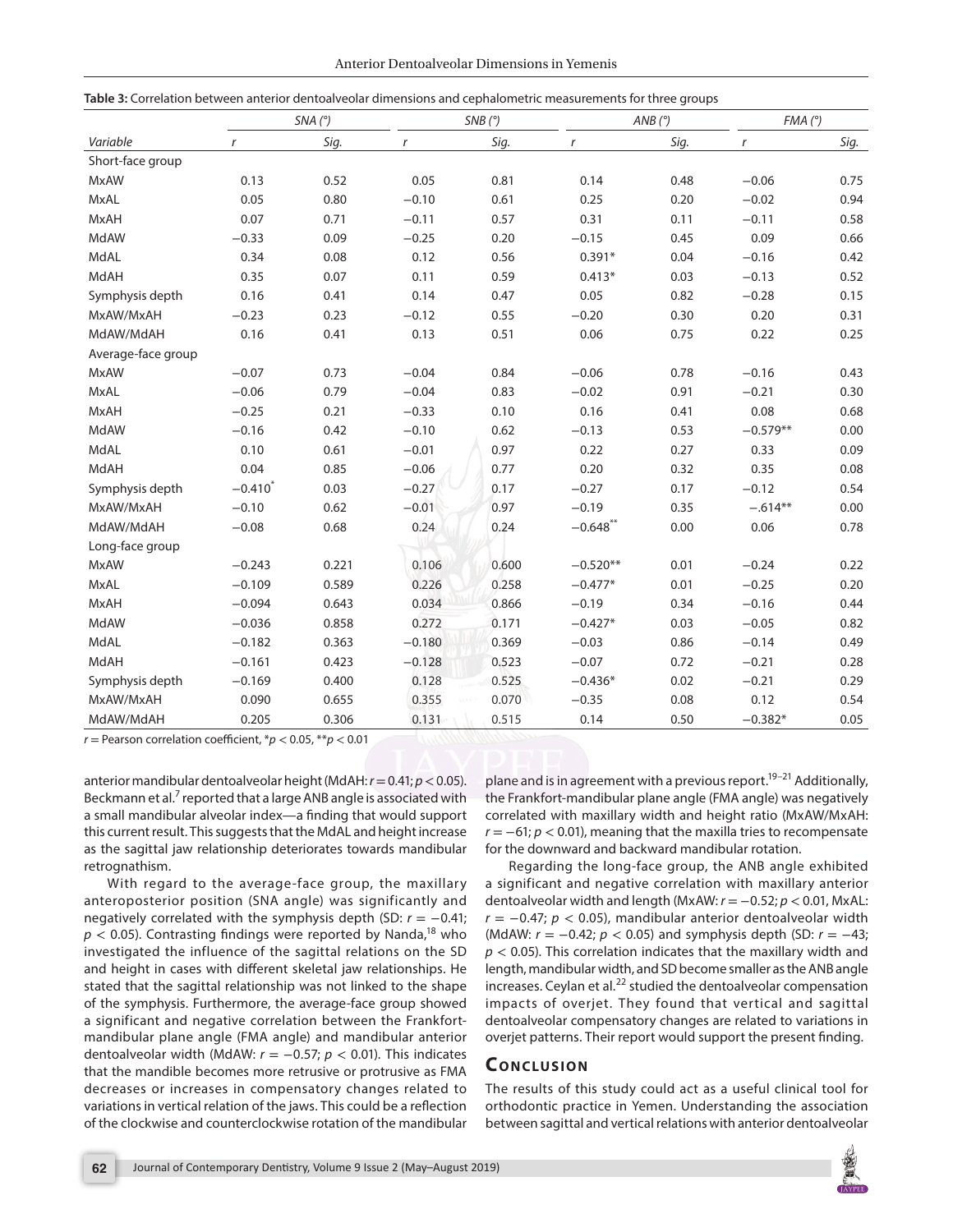**Table 3:** Correlation between anterior dentoalveolar dimensions and cephalometric measurements for three groups

| | *SNA (°)* | | *SNB (°)* | | *ANB (°)* | | *FMA (°)* | |
|---|---|---|---|---|---|---|---|---|
| *Variable* | *r* | *Sig.* | *r* | *Sig.* | *r* | *Sig.* | *r* | *Sig.* |
| Short-face group | | | | | | | | |
| MxAW | 0.13 | 0.52 | 0.05 | 0.81 | 0.14 | 0.48 | −0.06 | 0.75 |
| MxAL | 0.05 | 0.80 | −0.10 | 0.61 | 0.25 | 0.20 | −0.02 | 0.94 |
| MxAH | 0.07 | 0.71 | −0.11 | 0.57 | 0.31 | 0.11 | −0.11 | 0.58 |
| MdAW | −0.33 | 0.09 | −0.25 | 0.20 | −0.15 | 0.45 | 0.09 | 0.66 |
| MdAL | 0.34 | 0.08 | 0.12 | 0.56 | 0.391* | 0.04 | −0.16 | 0.42 |
| MdAH | 0.35 | 0.07 | 0.11 | 0.59 | 0.413* | 0.03 | −0.13 | 0.52 |
| Symphysis depth | 0.16 | 0.41 | 0.14 | 0.47 | 0.05 | 0.82 | −0.28 | 0.15 |
| MxAW/MxAH | −0.23 | 0.23 | −0.12 | 0.55 | −0.20 | 0.30 | 0.20 | 0.31 |
| MdAW/MdAH | 0.16 | 0.41 | 0.13 | 0.51 | 0.06 | 0.75 | 0.22 | 0.25 |
| Average-face group | | | | | | | | |
| MxAW | −0.07 | 0.73 | −0.04 | 0.84 | −0.06 | 0.78 | −0.16 | 0.43 |
| MxAL | −0.06 | 0.79 | −0.04 | 0.83 | −0.02 | 0.91 | −0.21 | 0.30 |
| MxAH | −0.25 | 0.21 | −0.33 | 0.10 | 0.16 | 0.41 | 0.08 | 0.68 |
| MdAW | −0.16 | 0.42 | −0.10 | 0.62 | −0.13 | 0.53 | −0.579** | 0.00 |
| MdAL | 0.10 | 0.61 | −0.01 | 0.97 | 0.22 | 0.27 | 0.33 | 0.09 |
| MdAH | 0.04 | 0.85 | −0.06 | 0.77 | 0.20 | 0.32 | 0.35 | 0.08 |
| Symphysis depth | −0.410* | 0.03 | −0.27 | 0.17 | −0.27 | 0.17 | −0.12 | 0.54 |
| MxAW/MxAH | −0.10 | 0.62 | −0.01 | 0.97 | −0.19 | 0.35 | −.614** | 0.00 |
| MdAW/MdAH | −0.08 | 0.68 | 0.24 | 0.24 | −0.648** | 0.00 | 0.06 | 0.78 |
| Long-face group | | | | | | | | |
| MxAW | −0.243 | 0.221 | 0.106 | 0.600 | −0.520** | 0.01 | −0.24 | 0.22 |
| MxAL | −0.109 | 0.589 | 0.226 | 0.258 | −0.477* | 0.01 | −0.25 | 0.20 |
| MxAH | −0.094 | 0.643 | 0.034 | 0.866 | −0.19 | 0.34 | −0.16 | 0.44 |
| MdAW | −0.036 | 0.858 | 0.272 | 0.171 | −0.427* | 0.03 | −0.05 | 0.82 |
| MdAL | −0.182 | 0.363 | −0.180 | 0.369 | −0.03 | 0.86 | −0.14 | 0.49 |
| MdAH | −0.161 | 0.423 | −0.128 | 0.523 | −0.07 | 0.72 | −0.21 | 0.28 |
| Symphysis depth | −0.169 | 0.400 | 0.128 | 0.525 | −0.436* | 0.02 | −0.21 | 0.29 |
| MxAW/MxAH | 0.090 | 0.655 | 0.355 | 0.070 | −0.35 | 0.08 | 0.12 | 0.54 |
| MdAW/MdAH | 0.205 | 0.306 | 0.131 | 0.515 | 0.14 | 0.50 | −0.382* | 0.05 |

*r* = Pearson correlation coefficient, $*p < 0.05$, $**p < 0.01$

anterior mandibular dentoalveolar height (MdAH: $r = 0.41$; $p < 0.05$). Beckmann et al.[7] reported that a large ANB angle is associated with a small mandibular alveolar index—a finding that would support this current result. This suggests that the MdAL and height increase as the sagittal jaw relationship deteriorates towards mandibular retrognathism.

With regard to the average-face group, the maxillary anteroposterior position (SNA angle) was significantly and negatively correlated with the symphysis depth (SD: $r = -0.41$; $p < 0.05$). Contrasting findings were reported by Nanda,[18] who investigated the influence of the sagittal relations on the SD and height in cases with different skeletal jaw relationships. He stated that the sagittal relationship was not linked to the shape of the symphysis. Furthermore, the average-face group showed a significant and negative correlation between the Frankfort-mandibular plane angle (FMA angle) and mandibular anterior dentoalveolar width (MdAW: $r = -0.57$; $p < 0.01$). This indicates that the mandible becomes more retrusive or protrusive as FMA decreases or increases in compensatory changes related to variations in vertical relation of the jaws. This could be a reflection of the clockwise and counterclockwise rotation of the mandibular plane and is in agreement with a previous report.[19–21] Additionally, the Frankfort-mandibular plane angle (FMA angle) was negatively correlated with maxillary width and height ratio (MxAW/MxAH: $r = -61$; $p < 0.01$), meaning that the maxilla tries to recompensate for the downward and backward mandibular rotation.

Regarding the long-face group, the ANB angle exhibited a significant and negative correlation with maxillary anterior dentoalveolar width and length (MxAW: $r = -0.52$; $p < 0.01$, MxAL: $r = -0.47$; $p < 0.05$), mandibular anterior dentoalveolar width (MdAW: $r = -0.42$; $p < 0.05$) and symphysis depth (SD: $r = -43$; $p < 0.05$). This correlation indicates that the maxillary width and length, mandibular width, and SD become smaller as the ANB angle increases. Ceylan et al.[22] studied the dentoalveolar compensation impacts of overjet. They found that vertical and sagittal dentoalveolar compensatory changes are related to variations in overjet patterns. Their report would support the present finding.

## Conclusion

The results of this study could act as a useful clinical tool for orthodontic practice in Yemen. Understanding the association between sagittal and vertical relations with anterior dentoalveolar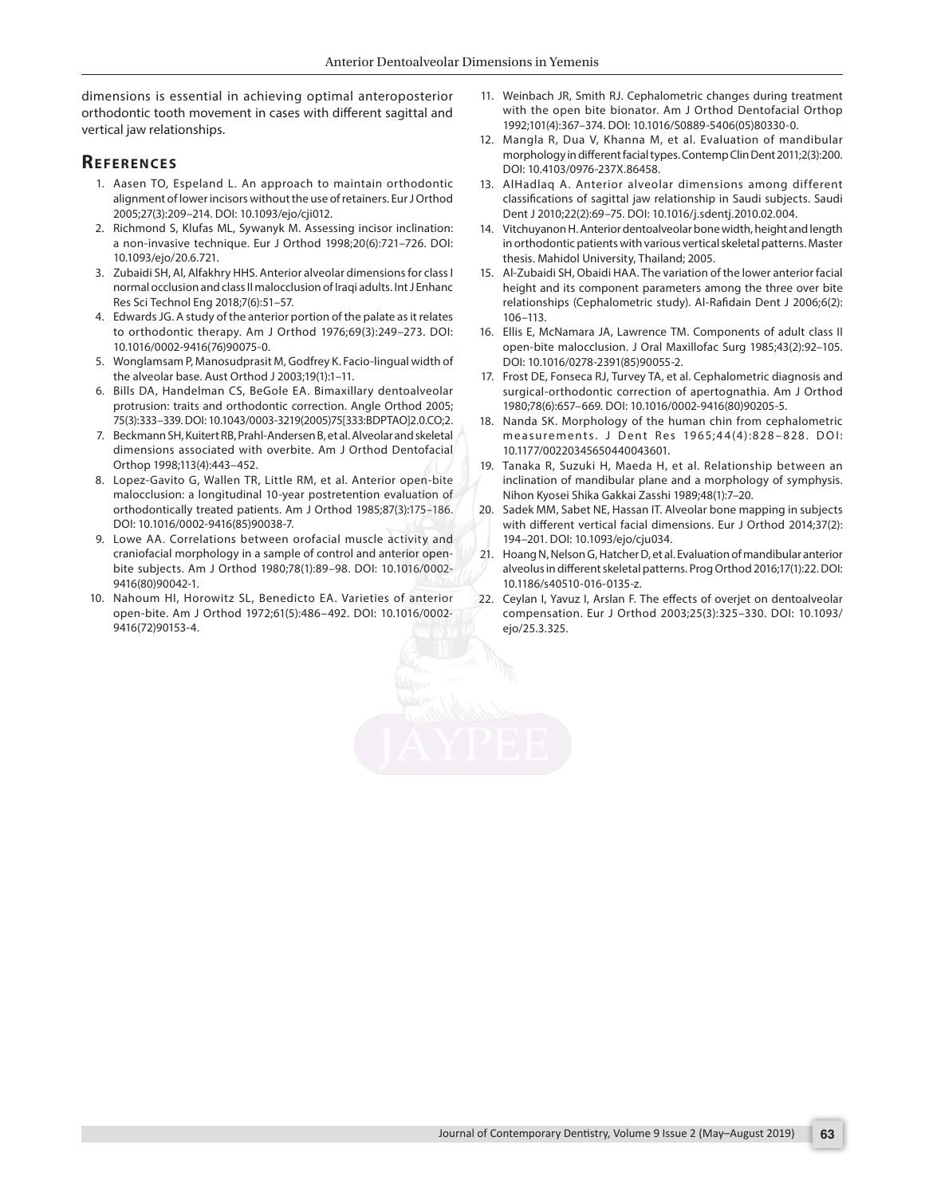dimensions is essential in achieving optimal anteroposterior orthodontic tooth movement in cases with different sagittal and vertical jaw relationships.

## References

1. Aasen TO, Espeland L. An approach to maintain orthodontic alignment of lower incisors without the use of retainers. Eur J Orthod 2005;27(3):209–214. DOI: 10.1093/ejo/cji012.
2. Richmond S, Klufas ML, Sywanyk M. Assessing incisor inclination: a non-invasive technique. Eur J Orthod 1998;20(6):721–726. DOI: 10.1093/ejo/20.6.721.
3. Zubaidi SH, Al, Alfakhry HHS. Anterior alveolar dimensions for class I normal occlusion and class II malocclusion of Iraqi adults. Int J Enhanc Res Sci Technol Eng 2018;7(6):51–57.
4. Edwards JG. A study of the anterior portion of the palate as it relates to orthodontic therapy. Am J Orthod 1976;69(3):249–273. DOI: 10.1016/0002-9416(76)90075-0.
5. Wonglamsam P, Manosudprasit M, Godfrey K. Facio-lingual width of the alveolar base. Aust Orthod J 2003;19(1):1–11.
6. Bills DA, Handelman CS, BeGole EA. Bimaxillary dentoalveolar protrusion: traits and orthodontic correction. Angle Orthod 2005;75(3):333–339. DOI: 10.1043/0003-3219(2005)75[333:BDPTAO]2.0.CO;2.
7. Beckmann SH, Kuitert RB, Prahl-Andersen B, et al. Alveolar and skeletal dimensions associated with overbite. Am J Orthod Dentofacial Orthop 1998;113(4):443–452.
8. Lopez-Gavito G, Wallen TR, Little RM, et al. Anterior open-bite malocclusion: a longitudinal 10-year postretention evaluation of orthodontically treated patients. Am J Orthod 1985;87(3):175–186. DOI: 10.1016/0002-9416(85)90038-7.
9. Lowe AA. Correlations between orofacial muscle activity and craniofacial morphology in a sample of control and anterior open-bite subjects. Am J Orthod 1980;78(1):89–98. DOI: 10.1016/0002-9416(80)90042-1.
10. Nahoum HI, Horowitz SL, Benedicto EA. Varieties of anterior open-bite. Am J Orthod 1972;61(5):486–492. DOI: 10.1016/0002-9416(72)90153-4.
11. Weinbach JR, Smith RJ. Cephalometric changes during treatment with the open bite bionator. Am J Orthod Dentofacial Orthop 1992;101(4):367–374. DOI: 10.1016/S0889-5406(05)80330-0.
12. Mangla R, Dua V, Khanna M, et al. Evaluation of mandibular morphology in different facial types. Contemp Clin Dent 2011;2(3):200. DOI: 10.4103/0976-237X.86458.
13. AlHadlaq A. Anterior alveolar dimensions among different classifications of sagittal jaw relationship in Saudi subjects. Saudi Dent J 2010;22(2):69–75. DOI: 10.1016/j.sdentj.2010.02.004.
14. Vitchuyanon H. Anterior dentoalveolar bone width, height and length in orthodontic patients with various vertical skeletal patterns. Master thesis. Mahidol University, Thailand; 2005.
15. Al-Zubaidi SH, Obaidi HAA. The variation of the lower anterior facial height and its component parameters among the three over bite relationships (Cephalometric study). Al-Rafidain Dent J 2006;6(2): 106–113.
16. Ellis E, McNamara JA, Lawrence TM. Components of adult class II open-bite malocclusion. J Oral Maxillofac Surg 1985;43(2):92–105. DOI: 10.1016/0278-2391(85)90055-2.
17. Frost DE, Fonseca RJ, Turvey TA, et al. Cephalometric diagnosis and surgical-orthodontic correction of apertognathia. Am J Orthod 1980;78(6):657–669. DOI: 10.1016/0002-9416(80)90205-5.
18. Nanda SK. Morphology of the human chin from cephalometric measurements. J Dent Res 1965;44(4):828–828. DOI: 10.1177/00220345650440043601.
19. Tanaka R, Suzuki H, Maeda H, et al. Relationship between an inclination of mandibular plane and a morphology of symphysis. Nihon Kyosei Shika Gakkai Zasshi 1989;48(1):7–20.
20. Sadek MM, Sabet NE, Hassan IT. Alveolar bone mapping in subjects with different vertical facial dimensions. Eur J Orthod 2014;37(2): 194–201. DOI: 10.1093/ejo/cju034.
21. Hoang N, Nelson G, Hatcher D, et al. Evaluation of mandibular anterior alveolus in different skeletal patterns. Prog Orthod 2016;17(1):22. DOI: 10.1186/s40510-016-0135-z.
22. Ceylan I, Yavuz I, Arslan F. The effects of overjet on dentoalveolar compensation. Eur J Orthod 2003;25(3):325–330. DOI: 10.1093/ejo/25.3.325.